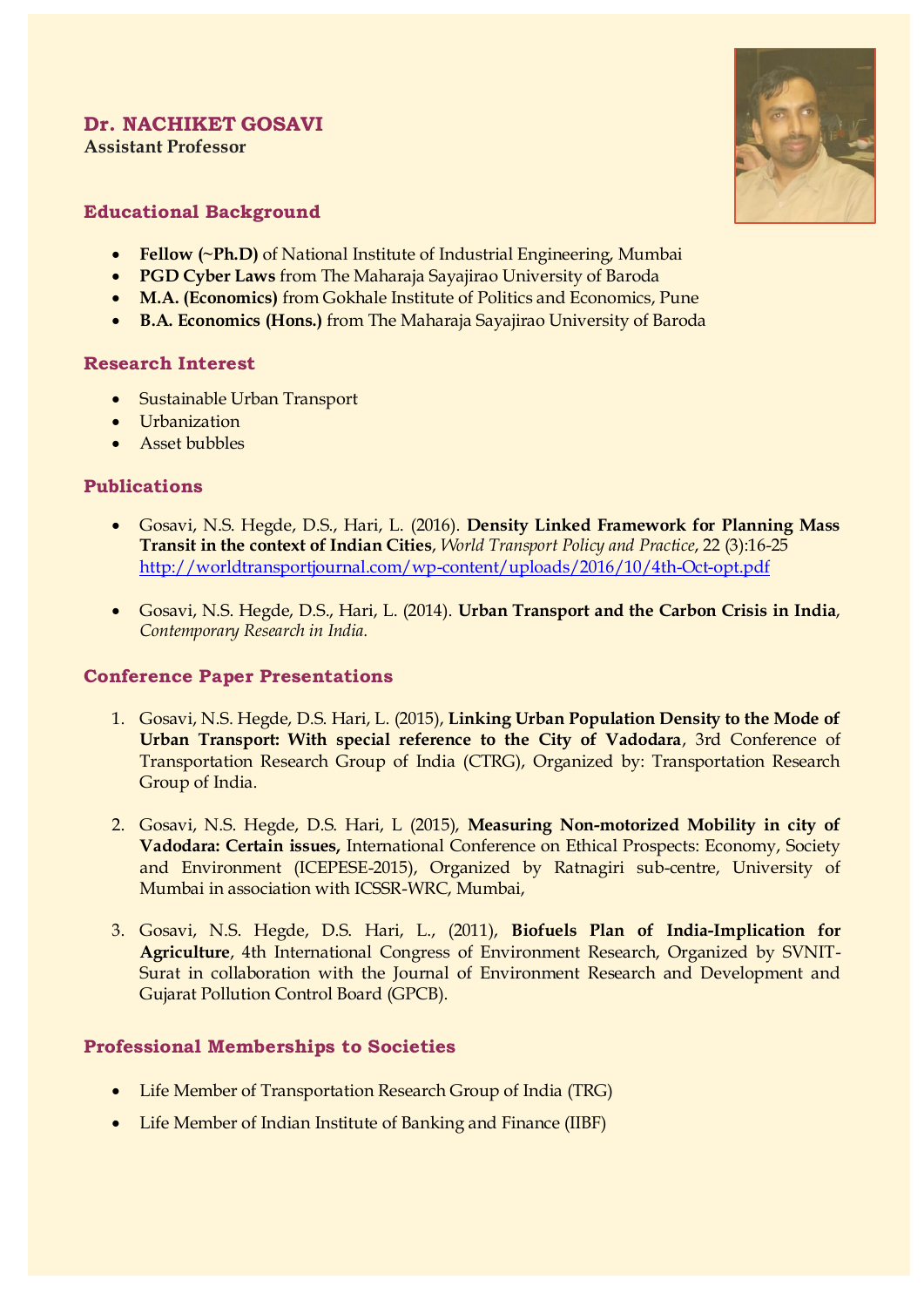# Dr. NACHIKET GOSAVI

**Assistant Professor**

## Educational Background

- **Fellow (~Ph.D)** of National Institute of Industrial Engineering, Mumbai
- **PGD Cyber Laws** from The Maharaja Sayajirao University of Baroda
- **M.A. (Economics)** from Gokhale Institute of Politics and Economics, Pune
- **B.A. Economics (Hons.)** from The Maharaja Sayajirao University of Baroda

## Research Interest

- Sustainable Urban Transport
- Urbanization
- Asset bubbles

## Publications

- Gosavi, N.S. Hegde, D.S., Hari, L. (2016). **Density Linked Framework for Planning Mass Transit in the context of Indian Cities**, *World Transport Policy and Practice*, 22 (3):16-25 http://worldtransportjournal.com/wp-content/uploads/2016/10/4th-Oct-opt.pdf

- Gosavi, N.S. Hegde, D.S., Hari, L. (2014). **Urban Transport and the Carbon Crisis in India**, *Contemporary Research in India.*

## Conference Paper Presentations

1. Gosavi, N.S. Hegde, D.S. Hari, L. (2015), **Linking Urban Population Density to the Mode of Urban Transport: With special reference to the City of Vadodara**, 3rd Conference of Transportation Research Group of India (CTRG), Organized by: Transportation Research Group of India.

2. Gosavi, N.S. Hegde, D.S. Hari, L (2015), **Measuring Non-motorized Mobility in city of Vadodara: Certain issues,** International Conference on Ethical Prospects: Economy, Society and Environment (ICEPESE-2015), Organized by Ratnagiri sub-centre, University of Mumbai in association with ICSSR-WRC, Mumbai,

3. Gosavi, N.S. Hegde, D.S. Hari, L., (2011), **Biofuels Plan of India-Implication for Agriculture**, 4th International Congress of Environment Research, Organized by SVNIT-Surat in collaboration with the Journal of Environment Research and Development and Gujarat Pollution Control Board (GPCB).

## Professional Memberships to Societies

- Life Member of Transportation Research Group of India (TRG)
- Life Member of Indian Institute of Banking and Finance (IIBF)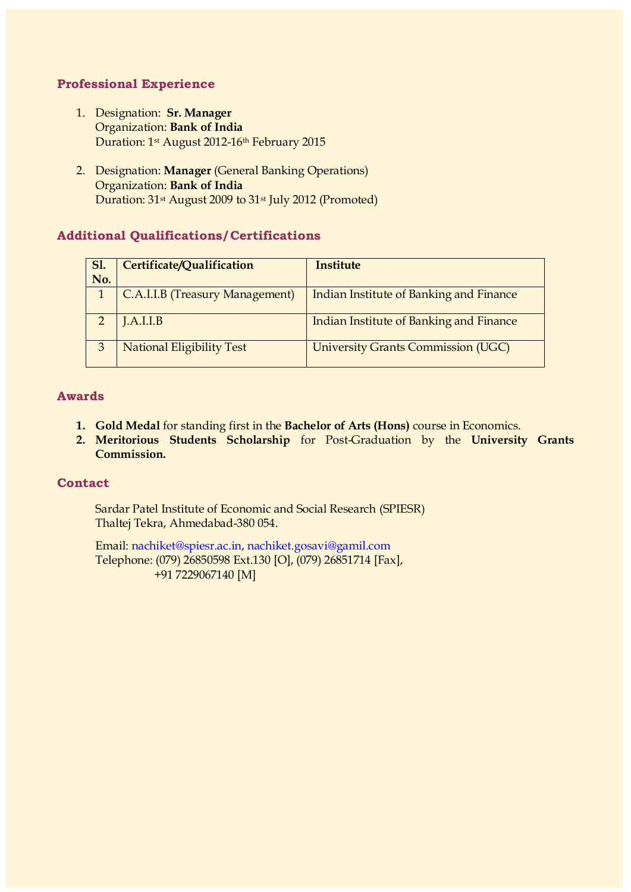## Professional Experience

1. Designation: **Sr. Manager**
   Organization: **Bank of India**
   Duration: 1st August 2012-16th February 2015

2. Designation: **Manager** (General Banking Operations)
   Organization: **Bank of India**
   Duration: 31st August 2009 to 31st July 2012 (Promoted)

## Additional Qualifications/Certifications

| Sl. No. | Certificate/Qualification | Institute |
|---|---|---|
| 1 | C.A.I.I.B (Treasury Management) | Indian Institute of Banking and Finance |
| 2 | J.A.I.I.B | Indian Institute of Banking and Finance |
| 3 | National Eligibility Test | University Grants Commission (UGC) |

## Awards

1. **Gold Medal** for standing first in the **Bachelor of Arts (Hons)** course in Economics.
2. **Meritorious Students Scholarship** for Post-Graduation by the **University Grants Commission.**

## Contact

Sardar Patel Institute of Economic and Social Research (SPIESR)
Thaltej Tekra, Ahmedabad-380 054.

Email: nachiket@spiesr.ac.in, nachiket.gosavi@gamil.com
Telephone: (079) 26850598 Ext.130 [O], (079) 26851714 [Fax],
+91 7229067140 [M]